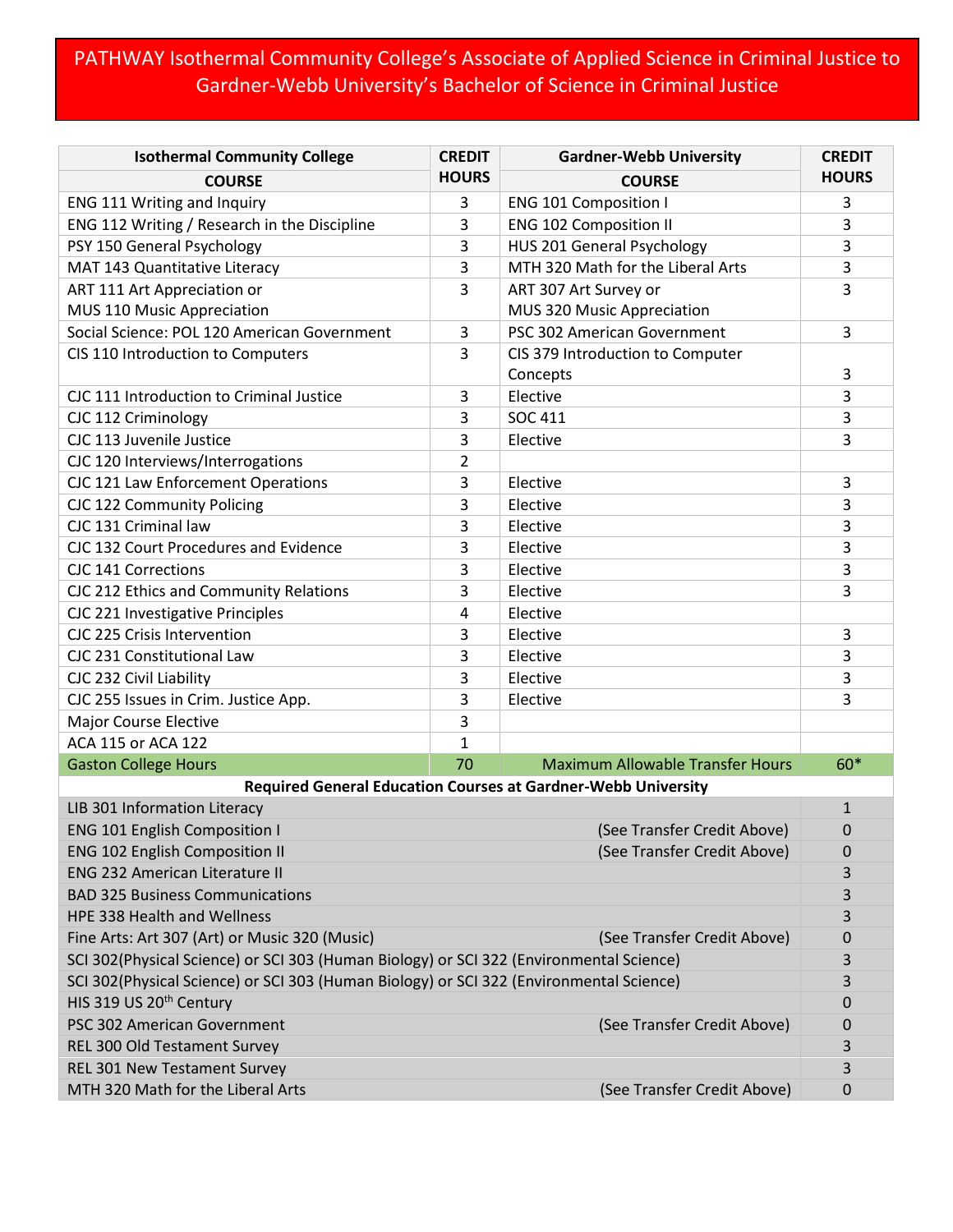# PATHWAY Isothermal Community College's Associate of Applied Science in Criminal Justice to Gardner-Webb University's Bachelor of Science in Criminal Justice

| Isothermal Community College | CREDIT HOURS | Gardner-Webb University | CREDIT HOURS |
|---|---|---|---|
| COURSE | | COURSE | |
| ENG 111 Writing and Inquiry | 3 | ENG 101 Composition I | 3 |
| ENG 112 Writing / Research in the Discipline | 3 | ENG 102 Composition II | 3 |
| PSY 150 General Psychology | 3 | HUS 201 General Psychology | 3 |
| MAT 143 Quantitative Literacy | 3 | MTH 320 Math for the Liberal Arts | 3 |
| ART 111 Art Appreciation or MUS 110 Music Appreciation | 3 | ART 307 Art Survey or MUS 320 Music Appreciation | 3 |
| Social Science: POL 120 American Government | 3 | PSC 302 American Government | 3 |
| CIS 110 Introduction to Computers | 3 | CIS 379 Introduction to Computer Concepts | 3 |
| CJC 111 Introduction to Criminal Justice | 3 | Elective | 3 |
| CJC 112 Criminology | 3 | SOC 411 | 3 |
| CJC 113 Juvenile Justice | 3 | Elective | 3 |
| CJC 120 Interviews/Interrogations | 2 | | |
| CJC 121 Law Enforcement Operations | 3 | Elective | 3 |
| CJC 122 Community Policing | 3 | Elective | 3 |
| CJC 131 Criminal law | 3 | Elective | 3 |
| CJC 132 Court Procedures and Evidence | 3 | Elective | 3 |
| CJC 141 Corrections | 3 | Elective | 3 |
| CJC 212 Ethics and Community Relations | 3 | Elective | 3 |
| CJC 221 Investigative Principles | 4 | Elective | |
| CJC 225 Crisis Intervention | 3 | Elective | 3 |
| CJC 231 Constitutional Law | 3 | Elective | 3 |
| CJC 232 Civil Liability | 3 | Elective | 3 |
| CJC 255 Issues in Crim. Justice App. | 3 | Elective | 3 |
| Major Course Elective | 3 | | |
| ACA 115 or ACA 122 | 1 | | |
| Gaston College Hours | 70 | Maximum Allowable Transfer Hours | 60* |

**Required General Education Courses at Gardner-Webb University**

| Course | Note | Credit Hours |
|---|---|---|
| LIB 301 Information Literacy | | 1 |
| ENG 101 English Composition I | (See Transfer Credit Above) | 0 |
| ENG 102 English Composition II | (See Transfer Credit Above) | 0 |
| ENG 232 American Literature II | | 3 |
| BAD 325 Business Communications | | 3 |
| HPE 338 Health and Wellness | | 3 |
| Fine Arts: Art 307 (Art) or Music 320 (Music) | (See Transfer Credit Above) | 0 |
| SCI 302(Physical Science) or SCI 303 (Human Biology) or SCI 322 (Environmental Science) | | 3 |
| SCI 302(Physical Science) or SCI 303 (Human Biology) or SCI 322 (Environmental Science) | | 3 |
| HIS 319 US 20th Century | | 0 |
| PSC 302 American Government | (See Transfer Credit Above) | 0 |
| REL 300 Old Testament Survey | | 3 |
| REL 301 New Testament Survey | | 3 |
| MTH 320 Math for the Liberal Arts | (See Transfer Credit Above) | 0 |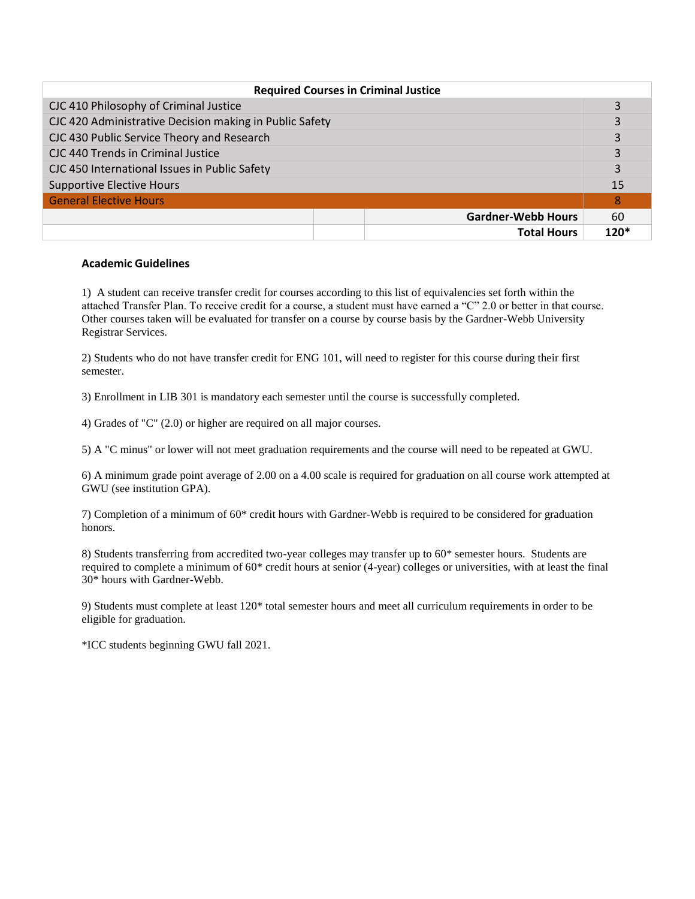| Required Courses in Criminal Justice | |
|---|---|
| CJC 410 Philosophy of Criminal Justice | 3 |
| CJC 420 Administrative Decision making in Public Safety | 3 |
| CJC 430 Public Service Theory and Research | 3 |
| CJC 440 Trends in Criminal Justice | 3 |
| CJC 450 International Issues in Public Safety | 3 |
| Supportive Elective Hours | 15 |
| General Elective Hours | 8 |
| **Gardner-Webb Hours** | 60 |
| **Total Hours** | **120*** |

**Academic Guidelines**

1) A student can receive transfer credit for courses according to this list of equivalencies set forth within the attached Transfer Plan. To receive credit for a course, a student must have earned a "C" 2.0 or better in that course. Other courses taken will be evaluated for transfer on a course by course basis by the Gardner-Webb University Registrar Services.

2) Students who do not have transfer credit for ENG 101, will need to register for this course during their first semester.

3) Enrollment in LIB 301 is mandatory each semester until the course is successfully completed.

4) Grades of "C" (2.0) or higher are required on all major courses.

5) A "C minus" or lower will not meet graduation requirements and the course will need to be repeated at GWU.

6) A minimum grade point average of 2.00 on a 4.00 scale is required for graduation on all course work attempted at GWU (see institution GPA).

7) Completion of a minimum of 60* credit hours with Gardner-Webb is required to be considered for graduation honors.

8) Students transferring from accredited two-year colleges may transfer up to 60* semester hours. Students are required to complete a minimum of 60* credit hours at senior (4-year) colleges or universities, with at least the final 30* hours with Gardner-Webb.

9) Students must complete at least 120* total semester hours and meet all curriculum requirements in order to be eligible for graduation.

*ICC students beginning GWU fall 2021.